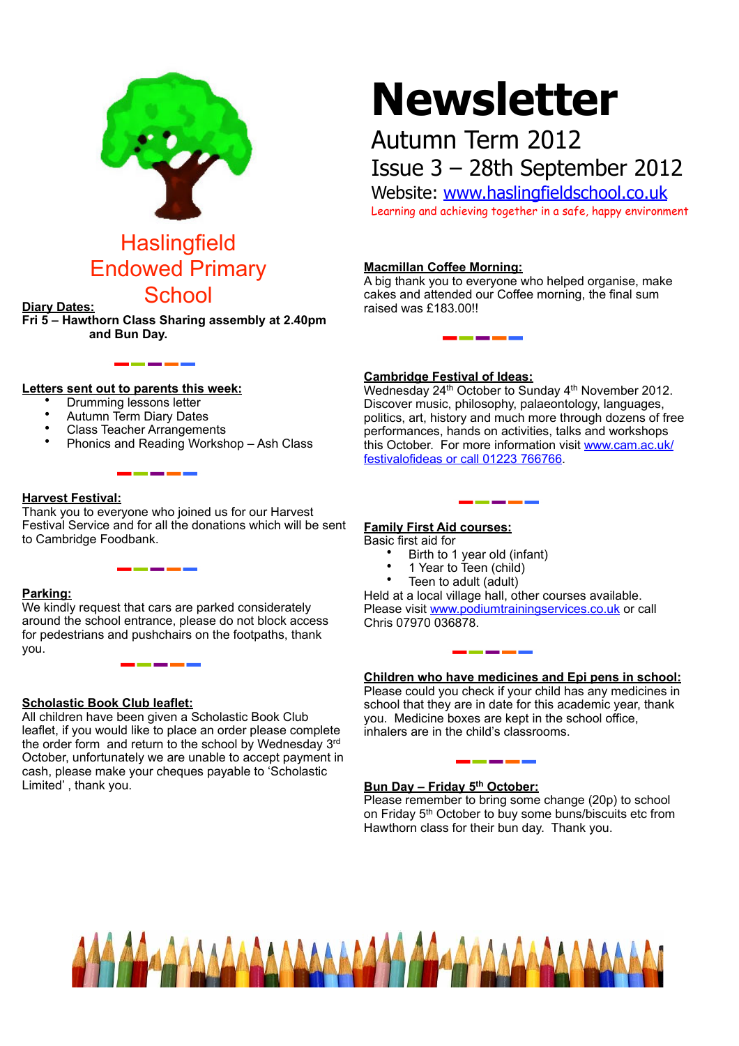# Newsletter

## Autumn Term 2012

## Issue 3 – 28th September 2012

Website: [www.haslingfieldschool.co.uk](http://www.haslingfieldschool.co.uk)

Learning and achieving together in a safe, happy environment

# Haslingfield Endowed Primary School

**Diary Dates:**

**Fri 5 – Hawthorn Class Sharing assembly at 2.40pm and Bun Day.**

**Letters sent out to parents this week:**

- Drumming lessons letter
- Autumn Term Diary Dates
- Class Teacher Arrangements
- Phonics and Reading Workshop – Ash Class

**Harvest Festival:**

Thank you to everyone who joined us for our Harvest Festival Service and for all the donations which will be sent to Cambridge Foodbank.

**Parking:**

We kindly request that cars are parked considerately around the school entrance, please do not block access for pedestrians and pushchairs on the footpaths, thank you.

**Scholastic Book Club leaflet:**

All children have been given a Scholastic Book Club leaflet, if you would like to place an order please complete the order form and return to the school by Wednesday 3rd October, unfortunately we are unable to accept payment in cash, please make your cheques payable to 'Scholastic Limited' , thank you.

**Macmillan Coffee Morning:**

A big thank you to everyone who helped organise, make cakes and attended our Coffee morning, the final sum raised was £183.00!!

**Cambridge Festival of Ideas:**

Wednesday 24th October to Sunday 4th November 2012. Discover music, philosophy, palaeontology, languages, politics, art, history and much more through dozens of free performances, hands on activities, talks and workshops this October. For more information visit www.cam.ac.uk/festivalofideas or call 01223 766766.

**Family First Aid courses:**

Basic first aid for

- Birth to 1 year old (infant)
- 1 Year to Teen (child)
- Teen to adult (adult)

Held at a local village hall, other courses available. Please visit www.podiumtrainingservices.co.uk or call Chris 07970 036878.

**Children who have medicines and Epi pens in school:**

Please could you check if your child has any medicines in school that they are in date for this academic year, thank you. Medicine boxes are kept in the school office, inhalers are in the child's classrooms.

**Bun Day – Friday 5th October:**

Please remember to bring some change (20p) to school on Friday 5th October to buy some buns/biscuits etc from Hawthorn class for their bun day. Thank you.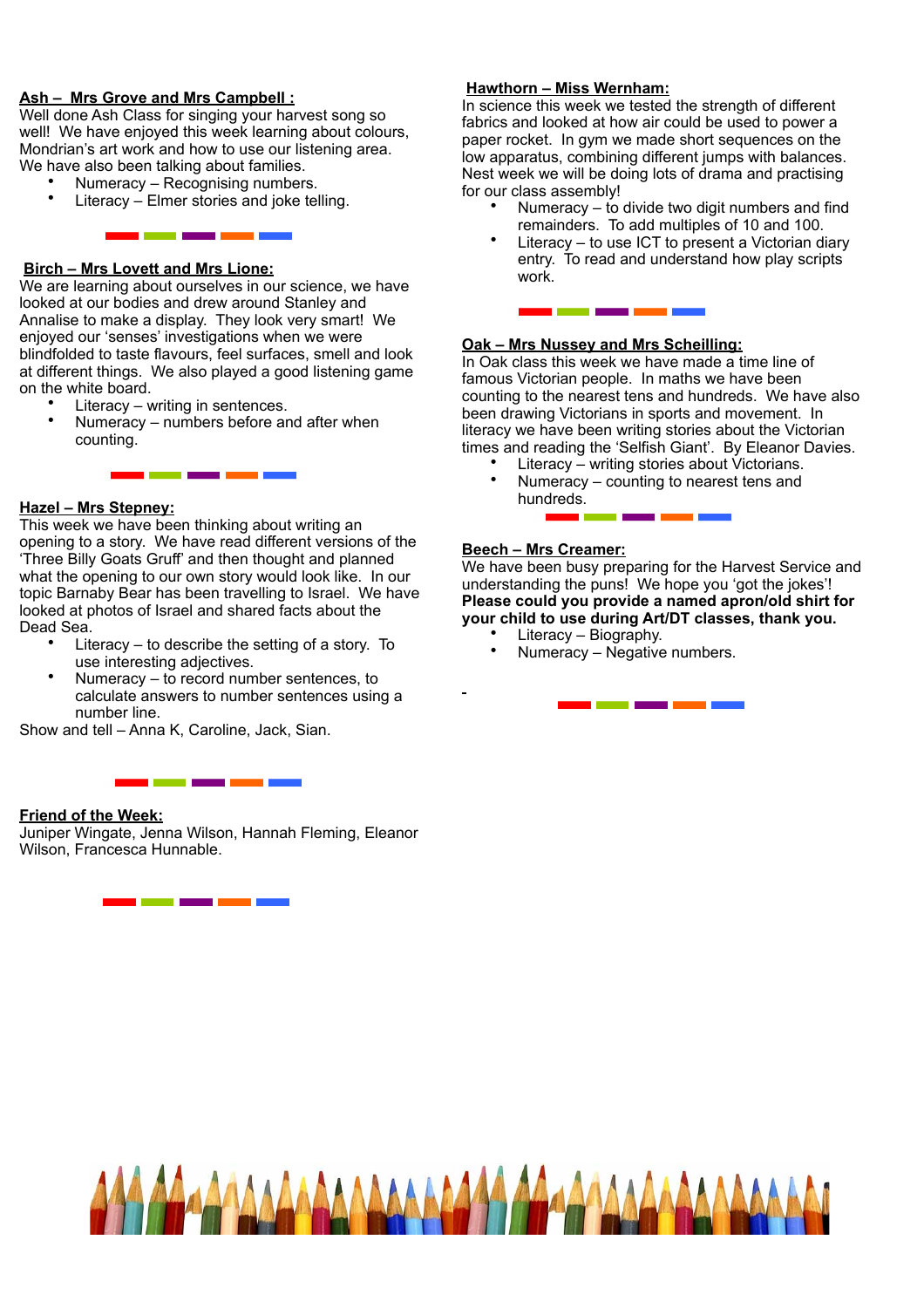**Ash – Mrs Grove and Mrs Campbell :**

Well done Ash Class for singing your harvest song so well! We have enjoyed this week learning about colours, Mondrian's art work and how to use our listening area. We have also been talking about families.

- Numeracy – Recognising numbers.
- Literacy – Elmer stories and joke telling.

**Birch – Mrs Lovett and Mrs Lione:**

We are learning about ourselves in our science, we have looked at our bodies and drew around Stanley and Annalise to make a display. They look very smart! We enjoyed our 'senses' investigations when we were blindfolded to taste flavours, feel surfaces, smell and look at different things. We also played a good listening game on the white board.

- Literacy – writing in sentences.
- Numeracy – numbers before and after when counting.

**Hazel – Mrs Stepney:**

This week we have been thinking about writing an opening to a story. We have read different versions of the 'Three Billy Goats Gruff' and then thought and planned what the opening to our own story would look like. In our topic Barnaby Bear has been travelling to Israel. We have looked at photos of Israel and shared facts about the Dead Sea.

- Literacy – to describe the setting of a story. To use interesting adjectives.
- Numeracy – to record number sentences, to calculate answers to number sentences using a number line.

Show and tell – Anna K, Caroline, Jack, Sian.

**Friend of the Week:**

Juniper Wingate, Jenna Wilson, Hannah Fleming, Eleanor Wilson, Francesca Hunnable.

**Hawthorn – Miss Wernham:**

In science this week we tested the strength of different fabrics and looked at how air could be used to power a paper rocket. In gym we made short sequences on the low apparatus, combining different jumps with balances. Nest week we will be doing lots of drama and practising for our class assembly!

- Numeracy – to divide two digit numbers and find remainders. To add multiples of 10 and 100.
- Literacy – to use ICT to present a Victorian diary entry. To read and understand how play scripts work.

**Oak – Mrs Nussey and Mrs Scheilling:**

In Oak class this week we have made a time line of famous Victorian people. In maths we have been counting to the nearest tens and hundreds. We have also been drawing Victorians in sports and movement. In literacy we have been writing stories about the Victorian times and reading the 'Selfish Giant'. By Eleanor Davies.

- Literacy – writing stories about Victorians.
- Numeracy – counting to nearest tens and hundreds.

**Beech – Mrs Creamer:**

We have been busy preparing for the Harvest Service and understanding the puns! We hope you 'got the jokes'!
**Please could you provide a named apron/old shirt for your child to use during Art/DT classes, thank you.**

- Literacy – Biography.
- Numeracy – Negative numbers.